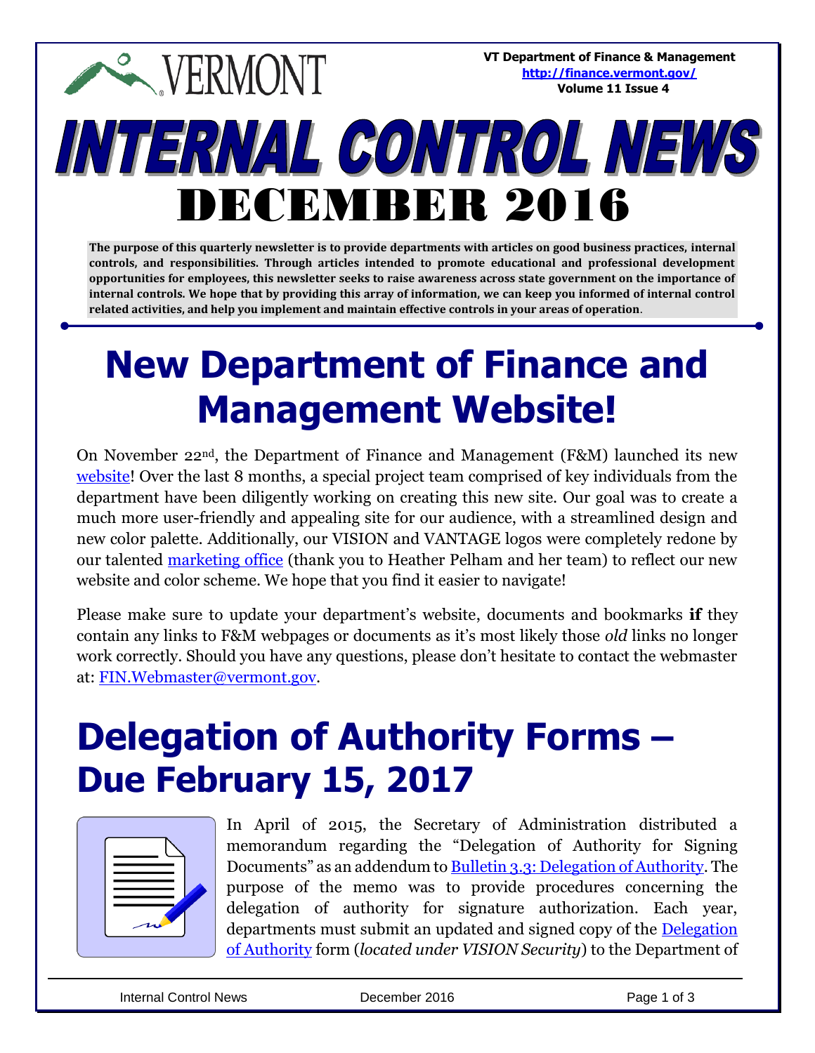VT Department of Finance & Management
http://finance.vermont.gov/
Volume 11 Issue 4

# INTERNAL CONTROL NEWS

# DECEMBER 2016

**The purpose of this quarterly newsletter is to provide departments with articles on good business practices, internal controls, and responsibilities. Through articles intended to promote educational and professional development opportunities for employees, this newsletter seeks to raise awareness across state government on the importance of internal controls. We hope that by providing this array of information, we can keep you informed of internal control related activities, and help you implement and maintain effective controls in your areas of operation**.

## New Department of Finance and Management Website!

On November 22nd, the Department of Finance and Management (F&M) launched its new website! Over the last 8 months, a special project team comprised of key individuals from the department have been diligently working on creating this new site. Our goal was to create a much more user-friendly and appealing site for our audience, with a streamlined design and new color palette. Additionally, our VISION and VANTAGE logos were completely redone by our talented marketing office (thank you to Heather Pelham and her team) to reflect our new website and color scheme. We hope that you find it easier to navigate!

Please make sure to update your department's website, documents and bookmarks **if** they contain any links to F&M webpages or documents as it's most likely those *old* links no longer work correctly. Should you have any questions, please don't hesitate to contact the webmaster at: FIN.Webmaster@vermont.gov.

## Delegation of Authority Forms – Due February 15, 2017

In April of 2015, the Secretary of Administration distributed a memorandum regarding the "Delegation of Authority for Signing Documents" as an addendum to Bulletin 3.3: Delegation of Authority. The purpose of the memo was to provide procedures concerning the delegation of authority for signature authorization. Each year, departments must submit an updated and signed copy of the Delegation of Authority form (*located under VISION Security*) to the Department of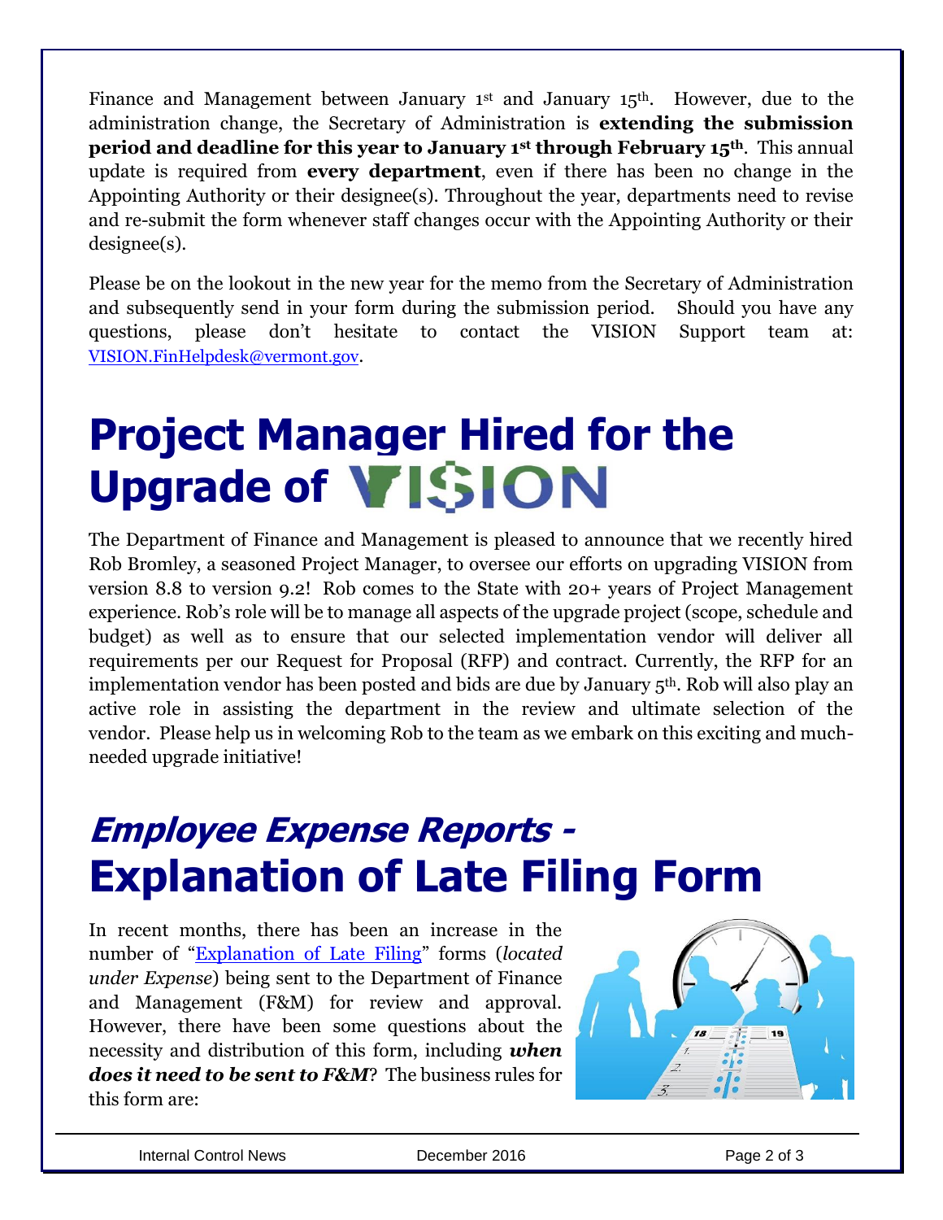Finance and Management between January 1st and January 15th. However, due to the administration change, the Secretary of Administration is **extending the submission period and deadline for this year to January 1st through February 15th**. This annual update is required from **every department**, even if there has been no change in the Appointing Authority or their designee(s). Throughout the year, departments need to revise and re-submit the form whenever staff changes occur with the Appointing Authority or their designee(s).

Please be on the lookout in the new year for the memo from the Secretary of Administration and subsequently send in your form during the submission period. Should you have any questions, please don't hesitate to contact the VISION Support team at: [VISION.FinHelpdesk@vermont.gov](mailto:VISION.FinHelpdesk@vermont.gov).

# Project Manager Hired for the Upgrade of VISION

The Department of Finance and Management is pleased to announce that we recently hired Rob Bromley, a seasoned Project Manager, to oversee our efforts on upgrading VISION from version 8.8 to version 9.2! Rob comes to the State with 20+ years of Project Management experience. Rob's role will be to manage all aspects of the upgrade project (scope, schedule and budget) as well as to ensure that our selected implementation vendor will deliver all requirements per our Request for Proposal (RFP) and contract. Currently, the RFP for an implementation vendor has been posted and bids are due by January 5th. Rob will also play an active role in assisting the department in the review and ultimate selection of the vendor. Please help us in welcoming Rob to the team as we embark on this exciting and much-needed upgrade initiative!

# *Employee Expense Reports -* Explanation of Late Filing Form

In recent months, there has been an increase in the number of "Explanation of Late Filing" forms (*located under Expense*) being sent to the Department of Finance and Management (F&M) for review and approval. However, there have been some questions about the necessity and distribution of this form, including ***when does it need to be sent to F&M***? The business rules for this form are: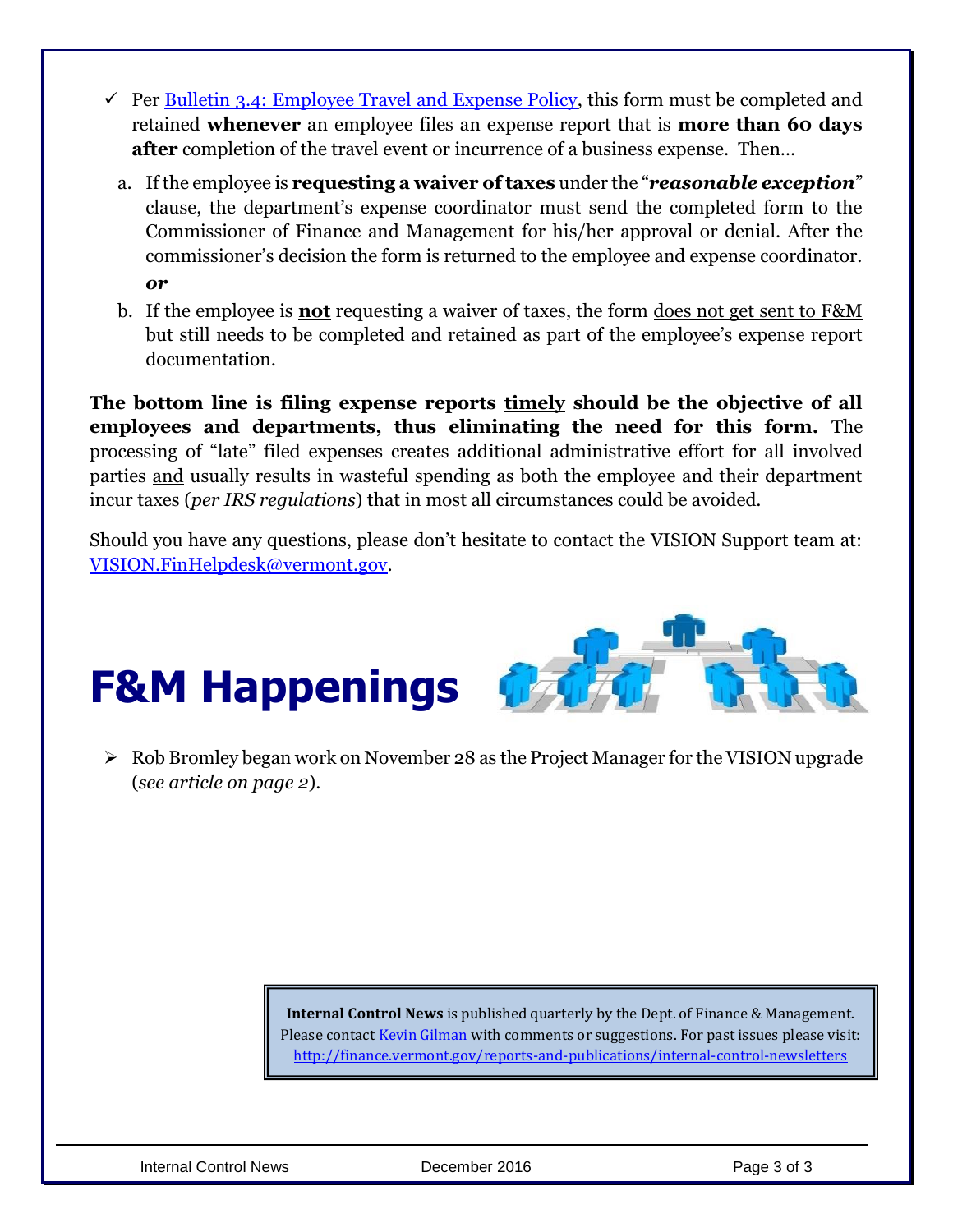- ✓ Per [Bulletin 3.4: Employee Travel and Expense Policy](), this form must be completed and retained **whenever** an employee files an expense report that is **more than 60 days after** completion of the travel event or incurrence of a business expense. Then…

  a. If the employee is **requesting a waiver of taxes** under the "***reasonable exception***" clause, the department's expense coordinator must send the completed form to the Commissioner of Finance and Management for his/her approval or denial. After the commissioner's decision the form is returned to the employee and expense coordinator. ***or***

  b. If the employee is **<u>not</u>** requesting a waiver of taxes, the form <u>does not get sent to F&M</u> but still needs to be completed and retained as part of the employee's expense report documentation.

**The bottom line is filing expense reports <u>timely</u> should be the objective of all employees and departments, thus eliminating the need for this form.** The processing of "late" filed expenses creates additional administrative effort for all involved parties <u>and</u> usually results in wasteful spending as both the employee and their department incur taxes (*per IRS regulations*) that in most all circumstances could be avoided.

Should you have any questions, please don't hesitate to contact the VISION Support team at: [VISION.FinHelpdesk@vermont.gov]().

# F&M Happenings

- Rob Bromley began work on November 28 as the Project Manager for the VISION upgrade (*see article on page 2*).

**Internal Control News** is published quarterly by the Dept. of Finance & Management. Please contact [Kevin Gilman]() with comments or suggestions. For past issues please visit: [http://finance.vermont.gov/reports-and-publications/internal-control-newsletters](http://finance.vermont.gov/reports-and-publications/internal-control-newsletters)